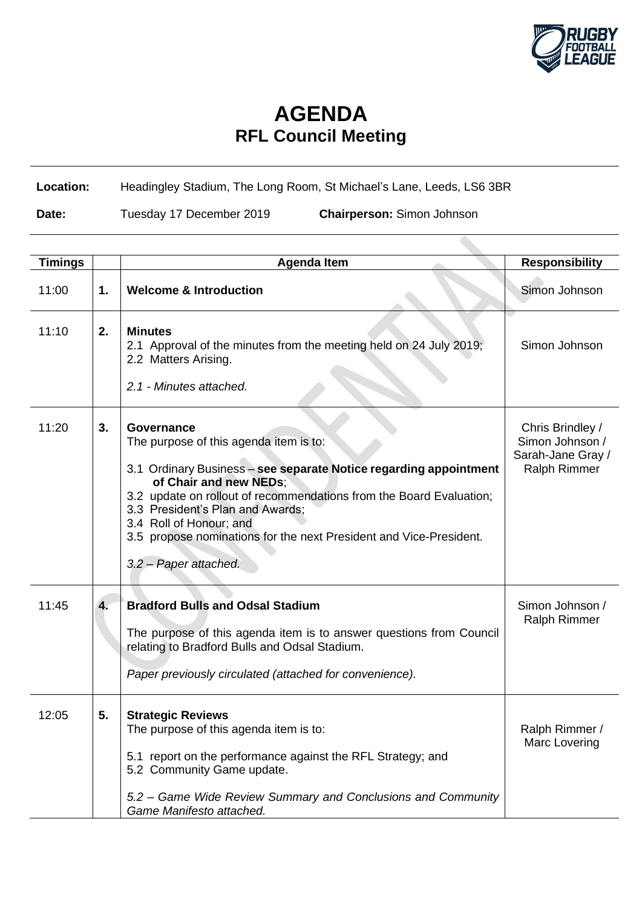# AGENDA

## RFL Council Meeting

**Location:** Headingley Stadium, The Long Room, St Michael's Lane, Leeds, LS6 3BR

**Date:** Tuesday 17 December 2019 **Chairperson:** Simon Johnson

| Timings | | Agenda Item | Responsibility |
|---|---|---|---|
| 11:00 | 1. | **Welcome & Introduction** | Simon Johnson |
| 11:10 | 2. | **Minutes**<br>2.1 Approval of the minutes from the meeting held on 24 July 2019;<br>2.2 Matters Arising.<br><br>*2.1 - Minutes attached.* | Simon Johnson |
| 11:20 | 3. | **Governance**<br>The purpose of this agenda item is to:<br><br>3.1 Ordinary Business – **see separate Notice regarding appointment of Chair and new NEDs**;<br>3.2 update on rollout of recommendations from the Board Evaluation;<br>3.3 President's Plan and Awards;<br>3.4 Roll of Honour; and<br>3.5 propose nominations for the next President and Vice-President.<br><br>*3.2 – Paper attached.* | Chris Brindley / Simon Johnson / Sarah-Jane Gray / Ralph Rimmer |
| 11:45 | 4. | **Bradford Bulls and Odsal Stadium**<br><br>The purpose of this agenda item is to answer questions from Council relating to Bradford Bulls and Odsal Stadium.<br><br>*Paper previously circulated (attached for convenience).* | Simon Johnson / Ralph Rimmer |
| 12:05 | 5. | **Strategic Reviews**<br>The purpose of this agenda item is to:<br><br>5.1 report on the performance against the RFL Strategy; and<br>5.2 Community Game update.<br><br>*5.2 – Game Wide Review Summary and Conclusions and Community Game Manifesto attached.* | Ralph Rimmer / Marc Lovering |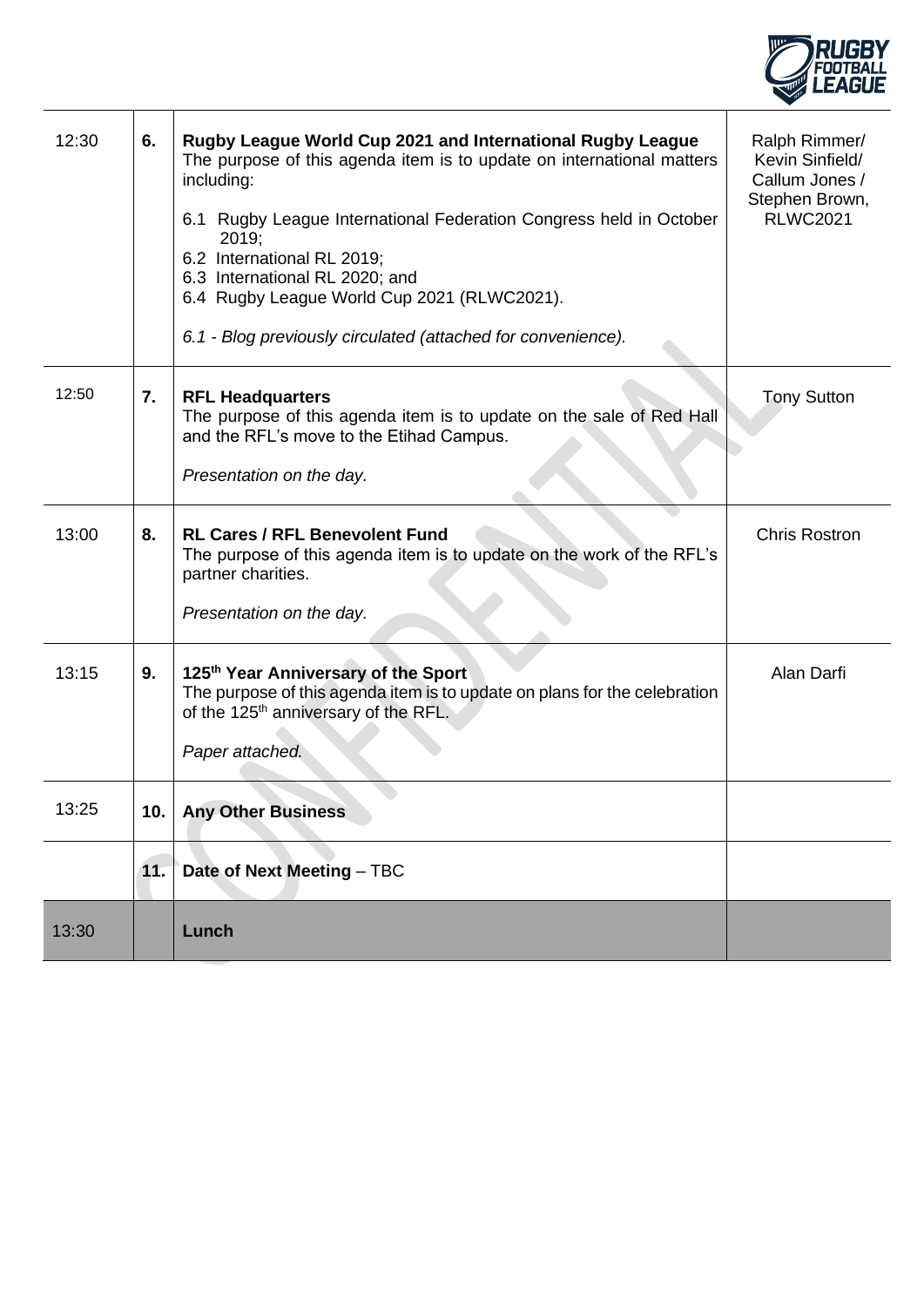| | | | |
|---|---|---|---|
| 12:30 | **6.** | **Rugby League World Cup 2021 and International Rugby League**<br>The purpose of this agenda item is to update on international matters including:<br>6.1 Rugby League International Federation Congress held in October 2019;<br>6.2 International RL 2019;<br>6.3 International RL 2020; and<br>6.4 Rugby League World Cup 2021 (RLWC2021).<br>*6.1 - Blog previously circulated (attached for convenience).* | Ralph Rimmer/ Kevin Sinfield/ Callum Jones / Stephen Brown, RLWC2021 |
| 12:50 | **7.** | **RFL Headquarters**<br>The purpose of this agenda item is to update on the sale of Red Hall and the RFL's move to the Etihad Campus.<br>*Presentation on the day.* | Tony Sutton |
| 13:00 | **8.** | **RL Cares / RFL Benevolent Fund**<br>The purpose of this agenda item is to update on the work of the RFL's partner charities.<br>*Presentation on the day.* | Chris Rostron |
| 13:15 | **9.** | **125th Year Anniversary of the Sport**<br>The purpose of this agenda item is to update on plans for the celebration of the 125th anniversary of the RFL.<br>*Paper attached.* | Alan Darfi |
| 13:25 | **10.** | **Any Other Business** | |
| | **11.** | **Date of Next Meeting** – TBC | |
| 13:30 | | **Lunch** | |